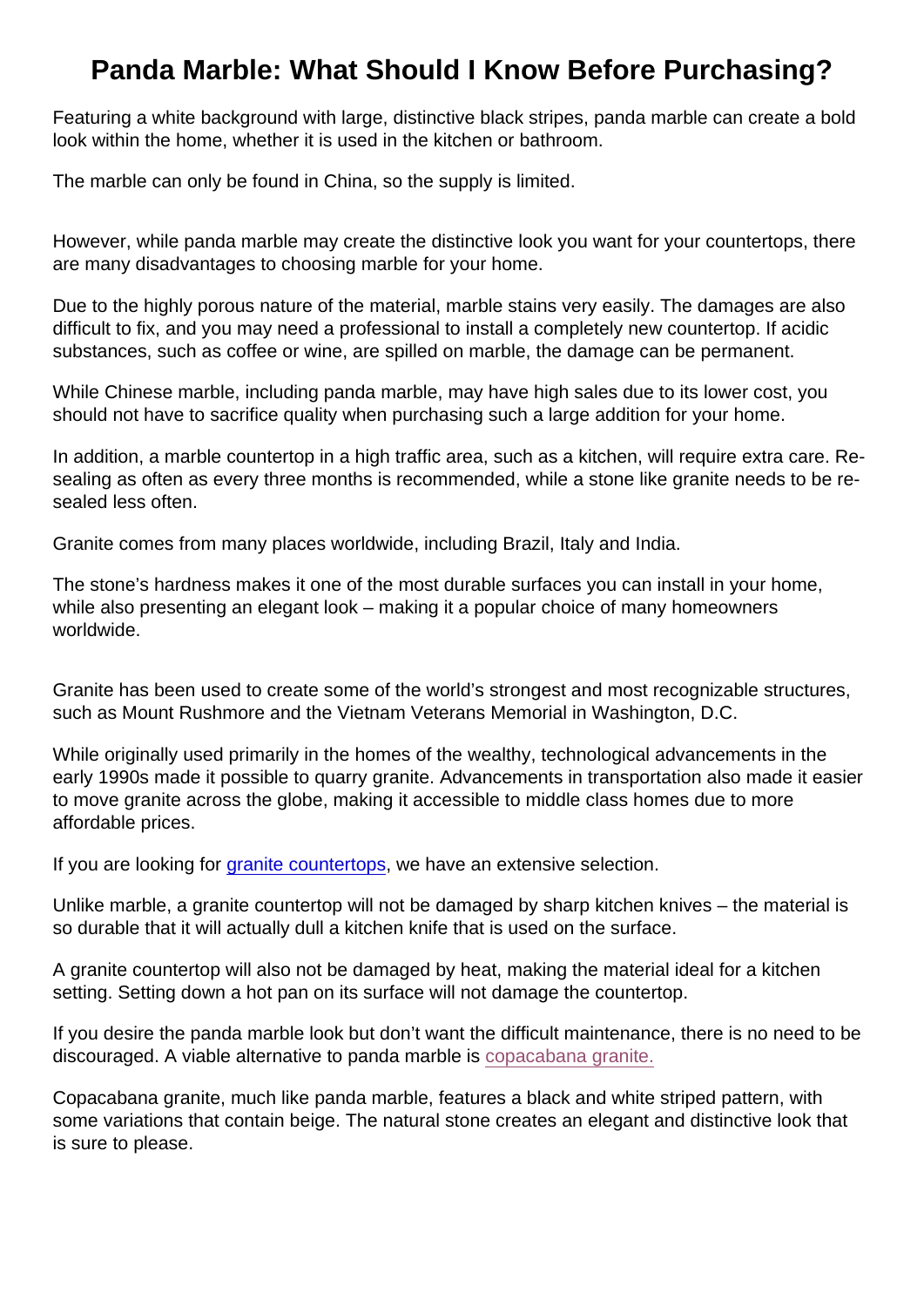# Panda Marble: What Should I Know Before Purchasing?

Featuring a white background with large, distinctive black stripes, panda marble can create a bold look within the home, whether it is used in the kitchen or bathroom.

The marble can only be found in China, so the supply is limited.

However, while panda marble may create the distinctive look you want for your countertops, there are many disadvantages to choosing marble for your home.

Due to the highly porous nature of the material, marble stains very easily. The damages are also difficult to fix, and you may need a professional to install a completely new countertop. If acidic substances, such as coffee or wine, are spilled on marble, the damage can be permanent.

While Chinese marble, including panda marble, may have high sales due to its lower cost, you should not have to sacrifice quality when purchasing such a large addition for your home.

In addition, a marble countertop in a high traffic area, such as a kitchen, will require extra care. Re-sealing as often as every three months is recommended, while a stone like granite needs to be re-sealed less often.

Granite comes from many places worldwide, including Brazil, Italy and India.

The stone's hardness makes it one of the most durable surfaces you can install in your home, while also presenting an elegant look – making it a popular choice of many homeowners worldwide.

Granite has been used to create some of the world's strongest and most recognizable structures, such as Mount Rushmore and the Vietnam Veterans Memorial in Washington, D.C.

While originally used primarily in the homes of the wealthy, technological advancements in the early 1990s made it possible to quarry granite. Advancements in transportation also made it easier to move granite across the globe, making it accessible to middle class homes due to more affordable prices.

If you are looking for [granite countertops](), we have an extensive selection.

Unlike marble, a granite countertop will not be damaged by sharp kitchen knives – the material is so durable that it will actually dull a kitchen knife that is used on the surface.

A granite countertop will also not be damaged by heat, making the material ideal for a kitchen setting. Setting down a hot pan on its surface will not damage the countertop.

If you desire the panda marble look but don't want the difficult maintenance, there is no need to be discouraged. A viable alternative to panda marble is [copacabana granite.]()

Copacabana granite, much like panda marble, features a black and white striped pattern, with some variations that contain beige. The natural stone creates an elegant and distinctive look that is sure to please.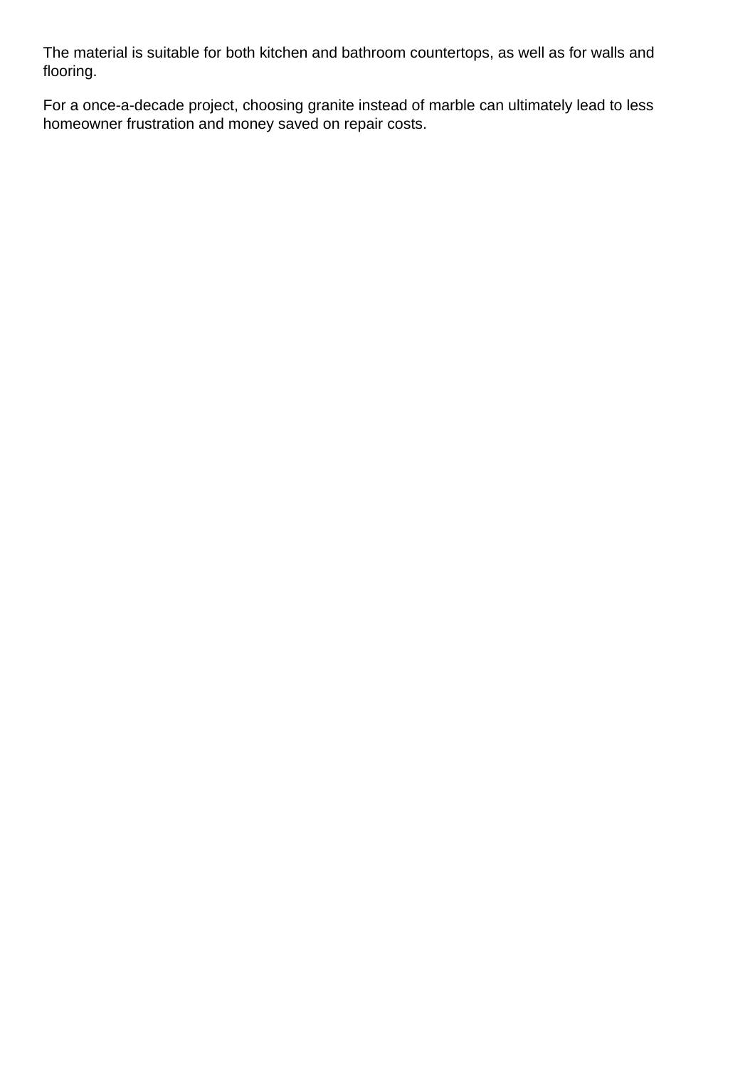The material is suitable for both kitchen and bathroom countertops, as well as for walls and flooring.

For a once-a-decade project, choosing granite instead of marble can ultimately lead to less homeowner frustration and money saved on repair costs.